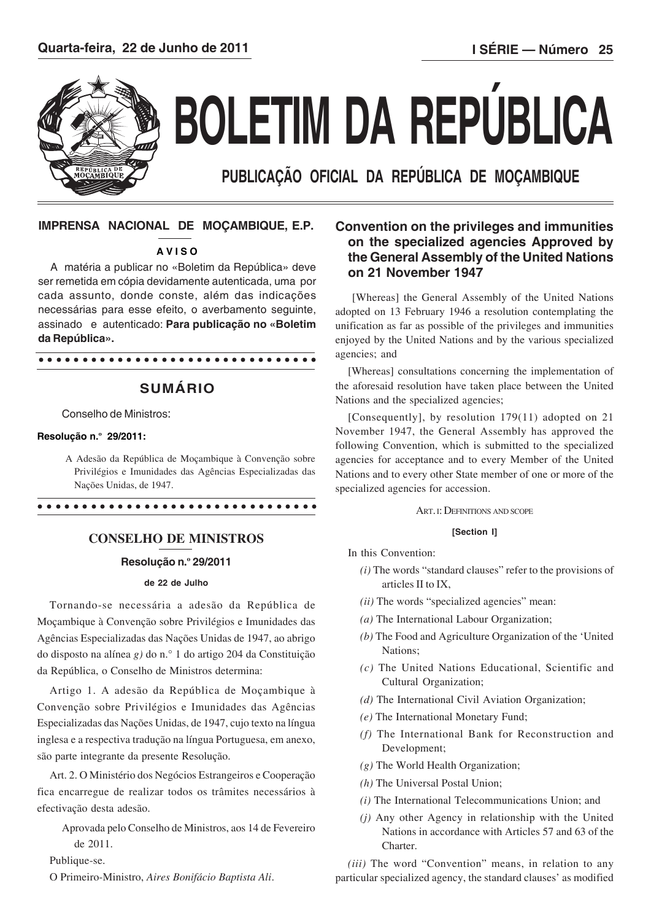# BOLETIM DA REPÚBLICA

## PUBLICAÇÃO OFICIAL DA REPÚBLICA DE MOÇAMBIQUE

Quarta-feira, 22 de Junho de 2011 — I SÉRIE — Número 25

**IMPRENSA NACIONAL DE MOÇAMBIQUE, E.P.**

**AVISO**

A matéria a publicar no «Boletim da República» deve ser remetida em cópia devidamente autenticada, uma por cada assunto, donde conste, além das indicações necessárias para esse efeito, o averbamento seguinte, assinado e autenticado: **Para publicação no «Boletim da República».**

## SUMÁRIO

Conselho de Ministros:

**Resolução n.º 29/2011:**

A Adesão da República de Moçambique à Convenção sobre Privilégios e Imunidades das Agências Especializadas das Nações Unidas, de 1947.

## CONSELHO DE MINISTROS

### Resolução n.º 29/2011

**de 22 de Julho**

Tornando-se necessária a adesão da República de Moçambique à Convenção sobre Privilégios e Imunidades das Agências Especializadas das Nações Unidas de 1947, ao abrigo do disposto na alínea *g)* do n.° 1 do artigo 204 da Constituição da República, o Conselho de Ministros determina:

Artigo 1. A adesão da República de Moçambique à Convenção sobre Privilégios e Imunidades das Agências Especializadas das Nações Unidas, de 1947, cujo texto na língua inglesa e a respectiva tradução na língua Portuguesa, em anexo, são parte integrante da presente Resolução.

Art. 2. O Ministério dos Negócios Estrangeiros e Cooperação fica encarregue de realizar todos os trâmites necessários à efectivação desta adesão.

Aprovada pelo Conselho de Ministros, aos 14 de Fevereiro de 2011.

Publique-se.

O Primeiro-Ministro, *Aires Bonifácio Baptista Ali*.

## Convention on the privileges and immunities on the specialized agencies Approved by the General Assembly of the United Nations on 21 November 1947

[Whereas] the General Assembly of the United Nations adopted on 13 February 1946 a resolution contemplating the unification as far as possible of the privileges and immunities enjoyed by the United Nations and by the various specialized agencies; and

[Whereas] consultations concerning the implementation of the aforesaid resolution have taken place between the United Nations and the specialized agencies;

[Consequently], by resolution 179(11) adopted on 21 November 1947, the General Assembly has approved the following Convention, which is submitted to the specialized agencies for acceptance and to every Member of the United Nations and to every other State member of one or more of the specialized agencies for accession.

ART. I: DEFINITIONS AND SCOPE

**[Section I]**

In this Convention:

*(i)* The words "standard clauses" refer to the provisions of articles II to IX,

*(ii)* The words "specialized agencies" mean:

*(a)* The International Labour Organization;

*(b)* The Food and Agriculture Organization of the 'United Nations;

*(c)* The United Nations Educational, Scientific and Cultural Organization;

*(d)* The International Civil Aviation Organization;

*(e)* The International Monetary Fund;

*(f)* The International Bank for Reconstruction and Development;

*(g)* The World Health Organization;

*(h)* The Universal Postal Union;

*(i)* The International Telecommunications Union; and

*(j)* Any other Agency in relationship with the United Nations in accordance with Articles 57 and 63 of the Charter.

*(iii)* The word "Convention" means, in relation to any particular specialized agency, the standard clauses' as modified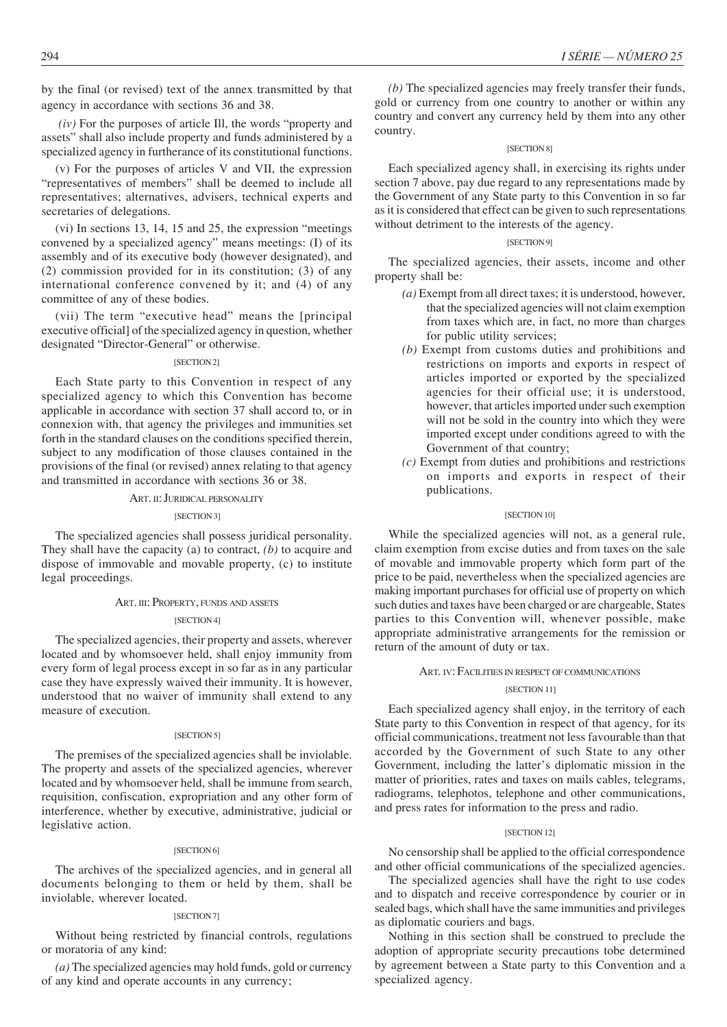by the final (or revised) text of the annex transmitted by that agency in accordance with sections 36 and 38.

*(iv)* For the purposes of article Ill, the words "property and assets" shall also include property and funds administered by a specialized agency in furtherance of its constitutional functions.

(v) For the purposes of articles V and VII, the expression "representatives of members" shall be deemed to include all representatives; alternatives, advisers, technical experts and secretaries of delegations.

(vi) In sections 13, 14, 15 and 25, the expression "meetings convened by a specialized agency" means meetings: (I) of its assembly and of its executive body (however designated), and (2) commission provided for in its constitution; (3) of any international conference convened by it; and (4) of any committee of any of these bodies.

(vii) The term "executive head" means the [principal executive official] of the specialized agency in question, whether designated "Director-General" or otherwise.

[SECTION 2]

Each State party to this Convention in respect of any specialized agency to which this Convention has become applicable in accordance with section 37 shall accord to, or in connexion with, that agency the privileges and immunities set forth in the standard clauses on the conditions specified therein, subject to any modification of those clauses contained in the provisions of the final (or revised) annex relating to that agency and transmitted in accordance with sections 36 or 38.

## ART. II: JURIDICAL PERSONALITY

[SECTION 3]

The specialized agencies shall possess juridical personality. They shall have the capacity (a) to contract, *(b)* to acquire and dispose of immovable and movable property, (c) to institute legal proceedings.

## ART. III: PROPERTY, FUNDS AND ASSETS

[SECTION 4]

The specialized agencies, their property and assets, wherever located and by whomsoever held, shall enjoy immunity from every form of legal process except in so far as in any particular case they have expressly waived their immunity. It is however, understood that no waiver of immunity shall extend to any measure of execution.

[SECTION 5]

The premises of the specialized agencies shall be inviolable. The property and assets of the specialized agencies, wherever located and by whomsoever held, shall be immune from search, requisition, confiscation, expropriation and any other form of interference, whether by executive, administrative, judicial or legislative action.

[SECTION 6]

The archives of the specialized agencies, and in general all documents belonging to them or held by them, shall be inviolable, wherever located.

[SECTION 7]

Without being restricted by financial controls, regulations or moratoria of any kind:

*(a)* The specialized agencies may hold funds, gold or currency of any kind and operate accounts in any currency;

*(b)* The specialized agencies may freely transfer their funds, gold or currency from one country to another or within any country and convert any currency held by them into any other country.

[SECTION 8]

Each specialized agency shall, in exercising its rights under section 7 above, pay due regard to any representations made by the Government of any State party to this Convention in so far as it is considered that effect can be given to such representations without detriment to the interests of the agency.

[SECTION 9]

The specialized agencies, their assets, income and other property shall be:

- *(a)* Exempt from all direct taxes; it is understood, however, that the specialized agencies will not claim exemption from taxes which are, in fact, no more than charges for public utility services;
- *(b)* Exempt from customs duties and prohibitions and restrictions on imports and exports in respect of articles imported or exported by the specialized agencies for their official use; it is understood, however, that articles imported under such exemption will not be sold in the country into which they were imported except under conditions agreed to with the Government of that country;
- *(c)* Exempt from duties and prohibitions and restrictions on imports and exports in respect of their publications.

[SECTION 10]

While the specialized agencies will not, as a general rule, claim exemption from excise duties and from taxes on the sale of movable and immovable property which form part of the price to be paid, nevertheless when the specialized agencies are making important purchases for official use of property on which such duties and taxes have been charged or are chargeable, States parties to this Convention will, whenever possible, make appropriate administrative arrangements for the remission or return of the amount of duty or tax.

## ART. IV: FACILITIES IN RESPECT OF COMMUNICATIONS

[SECTION 11]

Each specialized agency shall enjoy, in the territory of each State party to this Convention in respect of that agency, for its official communications, treatment not less favourable than that accorded by the Government of such State to any other Government, including the latter's diplomatic mission in the matter of priorities, rates and taxes on mails cables, telegrams, radiograms, telephotos, telephone and other communications, and press rates for information to the press and radio.

[SECTION 12]

No censorship shall be applied to the official correspondence and other official communications of the specialized agencies.

The specialized agencies shall have the right to use codes and to dispatch and receive correspondence by courier or in sealed bags, which shall have the same immunities and privileges as diplomatic couriers and bags.

Nothing in this section shall be construed to preclude the adoption of appropriate security precautions tobe determined by agreement between a State party to this Convention and a specialized agency.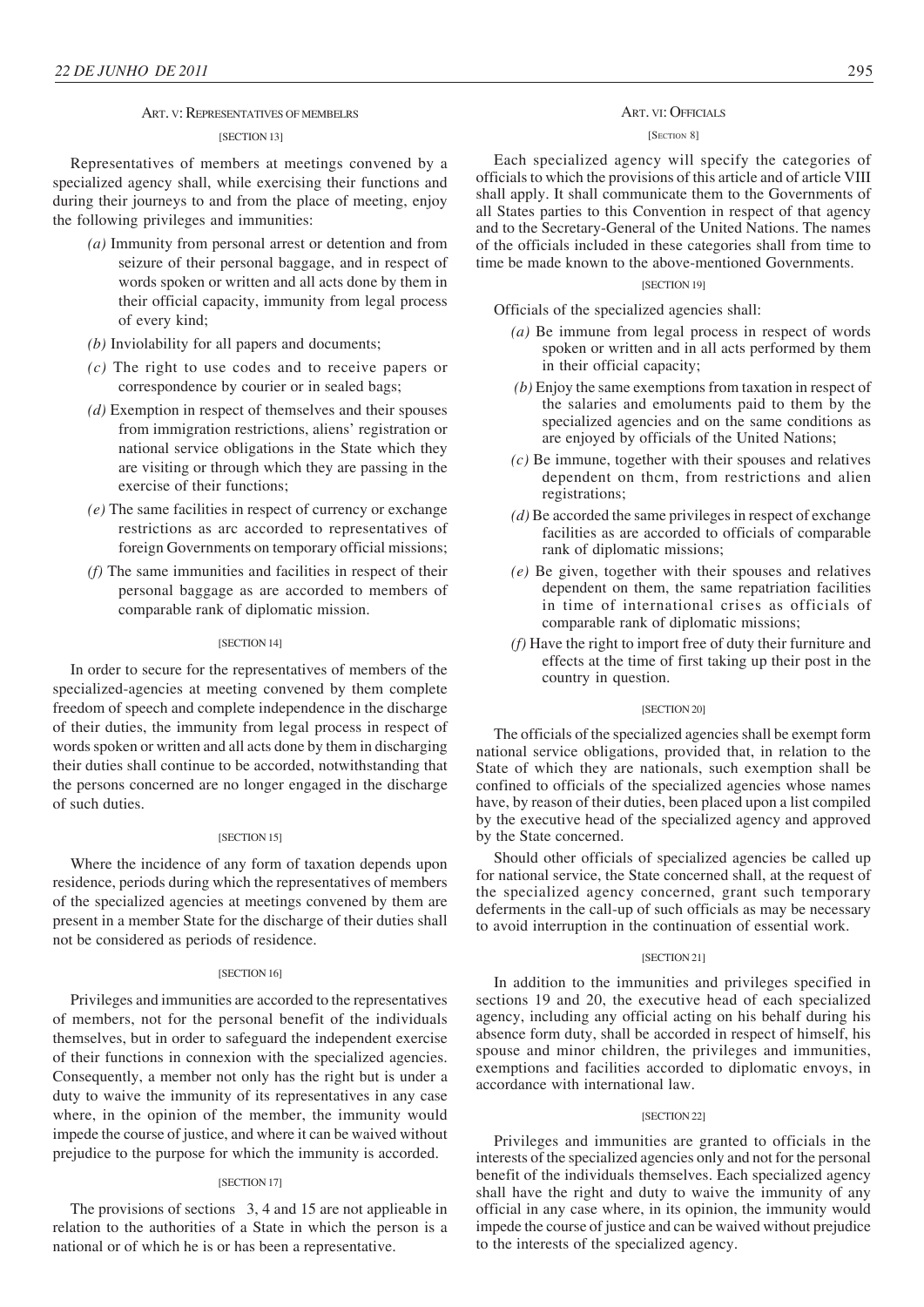## Art. v: Representatives of membelrs

[SECTION 13]

Representatives of members at meetings convened by a specialized agency shall, while exercising their functions and during their journeys to and from the place of meeting, enjoy the following privileges and immunities:

- *(a)* Immunity from personal arrest or detention and from seizure of their personal baggage, and in respect of words spoken or written and all acts done by them in their official capacity, immunity from legal process of every kind;
- *(b)* Inviolability for all papers and documents;
- *(c)* The right to use codes and to receive papers or correspondence by courier or in sealed bags;
- *(d)* Exemption in respect of themselves and their spouses from immigration restrictions, aliens' registration or national service obligations in the State which they are visiting or through which they are passing in the exercise of their functions;
- *(e)* The same facilities in respect of currency or exchange restrictions as arc accorded to representatives of foreign Governments on temporary official missions;
- *(f)* The same immunities and facilities in respect of their personal baggage as are accorded to members of comparable rank of diplomatic mission.

[SECTION 14]

In order to secure for the representatives of members of the specialized-agencies at meeting convened by them complete freedom of speech and complete independence in the discharge of their duties, the immunity from legal process in respect of words spoken or written and all acts done by them in discharging their duties shall continue to be accorded, notwithstanding that the persons concerned are no longer engaged in the discharge of such duties.

[SECTION 15]

Where the incidence of any form of taxation depends upon residence, periods during which the representatives of members of the specialized agencies at meetings convened by them are present in a member State for the discharge of their duties shall not be considered as periods of residence.

[SECTION 16]

Privileges and immunities are accorded to the representatives of members, not for the personal benefit of the individuals themselves, but in order to safeguard the independent exercise of their functions in connexion with the specialized agencies. Consequently, a member not only has the right but is under a duty to waive the immunity of its representatives in any case where, in the opinion of the member, the immunity would impede the course of justice, and where it can be waived without prejudice to the purpose for which the immunity is accorded.

[SECTION 17]

The provisions of sections 3, 4 and 15 are not applieable in relation to the authorities of a State in which the person is a national or of which he is or has been a representative.

## Art. vi: Officials

[Section 8]

Each specialized agency will specify the categories of officials to which the provisions of this article and of article VIII shall apply. It shall communicate them to the Governments of all States parties to this Convention in respect of that agency and to the Secretary-General of the United Nations. The names of the officials included in these categories shall from time to time be made known to the above-mentioned Governments.

[SECTION 19]

Officials of the specialized agencies shall:

- *(a)* Be immune from legal process in respect of words spoken or written and in all acts performed by them in their official capacity;
- *(b)* Enjoy the same exemptions from taxation in respect of the salaries and emoluments paid to them by the specialized agencies and on the same conditions as are enjoyed by officials of the United Nations;
- *(c)* Be immune, together with their spouses and relatives dependent on thcm, from restrictions and alien registrations;
- *(d)* Be accorded the same privileges in respect of exchange facilities as are accorded to officials of comparable rank of diplomatic missions;
- *(e)* Be given, together with their spouses and relatives dependent on them, the same repatriation facilities in time of international crises as officials of comparable rank of diplomatic missions;
- *(f)* Have the right to import free of duty their furniture and effects at the time of first taking up their post in the country in question.

[SECTION 20]

The officials of the specialized agencies shall be exempt form national service obligations, provided that, in relation to the State of which they are nationals, such exemption shall be confined to officials of the specialized agencies whose names have, by reason of their duties, been placed upon a list compiled by the executive head of the specialized agency and approved by the State concerned.

Should other officials of specialized agencies be called up for national service, the State concerned shall, at the request of the specialized agency concerned, grant such temporary deferments in the call-up of such officials as may be necessary to avoid interruption in the continuation of essential work.

[SECTION 21]

In addition to the immunities and privileges specified in sections 19 and 20, the executive head of each specialized agency, including any official acting on his behalf during his absence form duty, shall be accorded in respect of himself, his spouse and minor children, the privileges and immunities, exemptions and facilities accorded to diplomatic envoys, in accordance with international law.

[SECTION 22]

Privileges and immunities are granted to officials in the interests of the specialized agencies only and not for the personal benefit of the individuals themselves. Each specialized agency shall have the right and duty to waive the immunity of any official in any case where, in its opinion, the immunity would impede the course of justice and can be waived without prejudice to the interests of the specialized agency.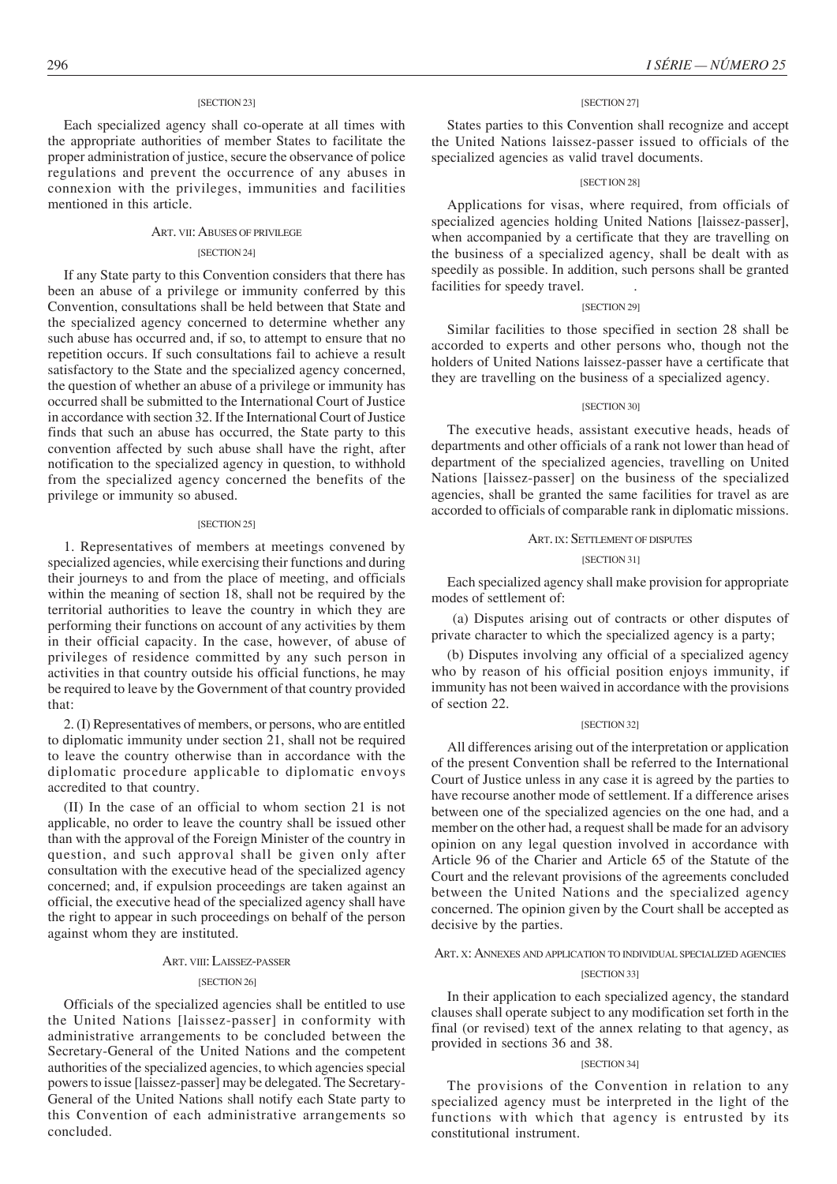[SECTION 23]

Each specialized agency shall co-operate at all times with the appropriate authorities of member States to facilitate the proper administration of justice, secure the observance of police regulations and prevent the occurrence of any abuses in connexion with the privileges, immunities and facilities mentioned in this article.

## ART. VII: ABUSES OF PRIVILEGE

[SECTION 24]

If any State party to this Convention considers that there has been an abuse of a privilege or immunity conferred by this Convention, consultations shall be held between that State and the specialized agency concerned to determine whether any such abuse has occurred and, if so, to attempt to ensure that no repetition occurs. If such consultations fail to achieve a result satisfactory to the State and the specialized agency concerned, the question of whether an abuse of a privilege or immunity has occurred shall be submitted to the International Court of Justice in accordance with section 32. If the International Court of Justice finds that such an abuse has occurred, the State party to this convention affected by such abuse shall have the right, after notification to the specialized agency in question, to withhold from the specialized agency concerned the benefits of the privilege or immunity so abused.

[SECTION 25]

1. Representatives of members at meetings convened by specialized agencies, while exercising their functions and during their journeys to and from the place of meeting, and officials within the meaning of section 18, shall not be required by the territorial authorities to leave the country in which they are performing their functions on account of any activities by them in their official capacity. In the case, however, of abuse of privileges of residence committed by any such person in activities in that country outside his official functions, he may be required to leave by the Government of that country provided that:

2. (I) Representatives of members, or persons, who are entitled to diplomatic immunity under section 21, shall not be required to leave the country otherwise than in accordance with the diplomatic procedure applicable to diplomatic envoys accredited to that country.

(II) In the case of an official to whom section 21 is not applicable, no order to leave the country shall be issued other than with the approval of the Foreign Minister of the country in question, and such approval shall be given only after consultation with the executive head of the specialized agency concerned; and, if expulsion proceedings are taken against an official, the executive head of the specialized agency shall have the right to appear in such proceedings on behalf of the person against whom they are instituted.

## ART. VIII: LAISSEZ-PASSER

[SECTION 26]

Officials of the specialized agencies shall be entitled to use the United Nations [laissez-passer] in conformity with administrative arrangements to be concluded between the Secretary-General of the United Nations and the competent authorities of the specialized agencies, to which agencies special powers to issue [laissez-passer] may be delegated. The Secretary-General of the United Nations shall notify each State party to this Convention of each administrative arrangements so concluded.

[SECTION 27]

States parties to this Convention shall recognize and accept the United Nations laissez-passer issued to officials of the specialized agencies as valid travel documents.

[SECT ION 28]

Applications for visas, where required, from officials of specialized agencies holding United Nations [laissez-passer], when accompanied by a certificate that they are travelling on the business of a specialized agency, shall be dealt with as speedily as possible. In addition, such persons shall be granted facilities for speedy travel.

[SECTION 29]

Similar facilities to those specified in section 28 shall be accorded to experts and other persons who, though not the holders of United Nations laissez-passer have a certificate that they are travelling on the business of a specialized agency.

[SECTION 30]

The executive heads, assistant executive heads, heads of departments and other officials of a rank not lower than head of department of the specialized agencies, travelling on United Nations [laissez-passer] on the business of the specialized agencies, shall be granted the same facilities for travel as are accorded to officials of comparable rank in diplomatic missions.

## ART. IX: SETTLEMENT OF DISPUTES

[SECTION 31]

Each specialized agency shall make provision for appropriate modes of settlement of:

(a) Disputes arising out of contracts or other disputes of private character to which the specialized agency is a party;

(b) Disputes involving any official of a specialized agency who by reason of his official position enjoys immunity, if immunity has not been waived in accordance with the provisions of section 22.

[SECTION 32]

All differences arising out of the interpretation or application of the present Convention shall be referred to the International Court of Justice unless in any case it is agreed by the parties to have recourse another mode of settlement. If a difference arises between one of the specialized agencies on the one had, and a member on the other had, a request shall be made for an advisory opinion on any legal question involved in accordance with Article 96 of the Charier and Article 65 of the Statute of the Court and the relevant provisions of the agreements concluded between the United Nations and the specialized agency concerned. The opinion given by the Court shall be accepted as decisive by the parties.

## ART. X: ANNEXES AND APPLICATION TO INDIVIDUAL SPECIALIZED AGENCIES

[SECTION 33]

In their application to each specialized agency, the standard clauses shall operate subject to any modification set forth in the final (or revised) text of the annex relating to that agency, as provided in sections 36 and 38.

[SECTION 34]

The provisions of the Convention in relation to any specialized agency must be interpreted in the light of the functions with which that agency is entrusted by its constitutional instrument.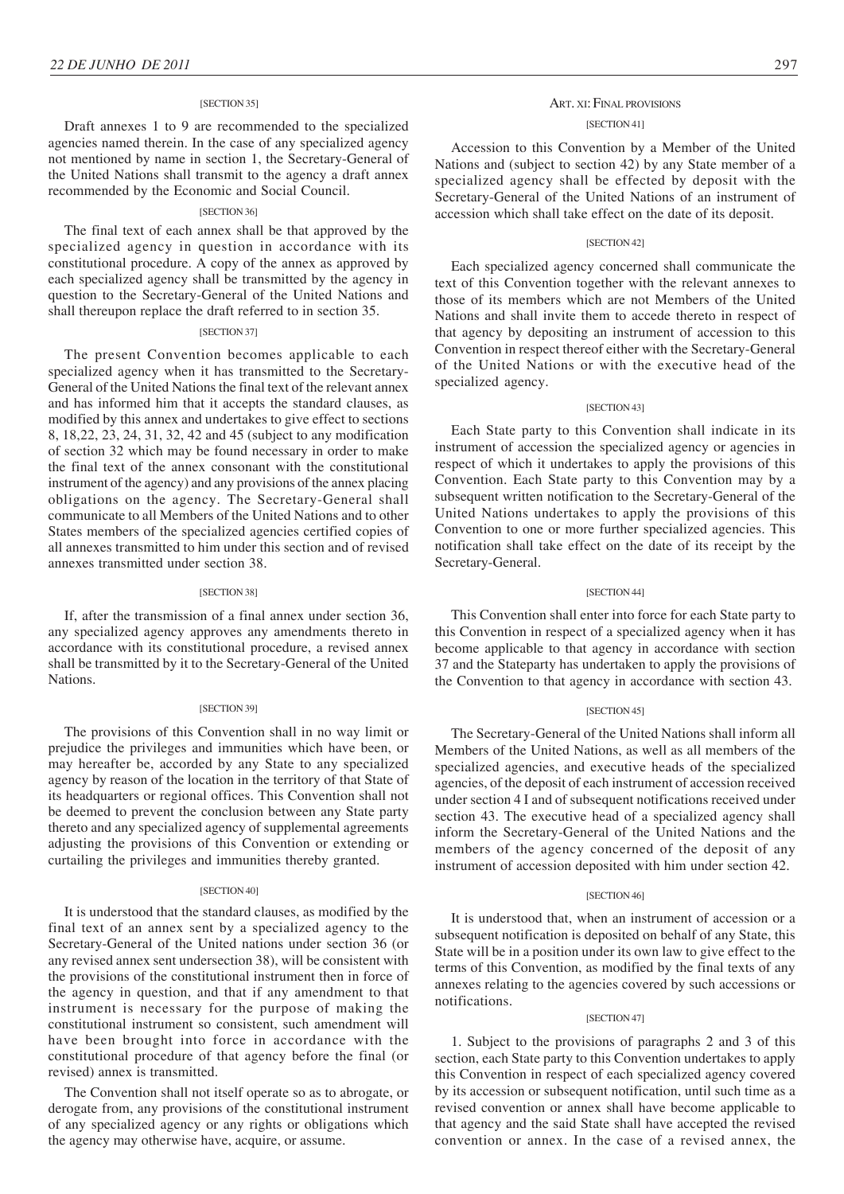[SECTION 35]

Draft annexes 1 to 9 are recommended to the specialized agencies named therein. In the case of any specialized agency not mentioned by name in section 1, the Secretary-General of the United Nations shall transmit to the agency a draft annex recommended by the Economic and Social Council.

[SECTION 36]

The final text of each annex shall be that approved by the specialized agency in question in accordance with its constitutional procedure. A copy of the annex as approved by each specialized agency shall be transmitted by the agency in question to the Secretary-General of the United Nations and shall thereupon replace the draft referred to in section 35.

[SECTION 37]

The present Convention becomes applicable to each specialized agency when it has transmitted to the Secretary-General of the United Nations the final text of the relevant annex and has informed him that it accepts the standard clauses, as modified by this annex and undertakes to give effect to sections 8, 18,22, 23, 24, 31, 32, 42 and 45 (subject to any modification of section 32 which may be found necessary in order to make the final text of the annex consonant with the constitutional instrument of the agency) and any provisions of the annex placing obligations on the agency. The Secretary-General shall communicate to all Members of the United Nations and to other States members of the specialized agencies certified copies of all annexes transmitted to him under this section and of revised annexes transmitted under section 38.

[SECTION 38]

If, after the transmission of a final annex under section 36, any specialized agency approves any amendments thereto in accordance with its constitutional procedure, a revised annex shall be transmitted by it to the Secretary-General of the United Nations.

[SECTION 39]

The provisions of this Convention shall in no way limit or prejudice the privileges and immunities which have been, or may hereafter be, accorded by any State to any specialized agency by reason of the location in the territory of that State of its headquarters or regional offices. This Convention shall not be deemed to prevent the conclusion between any State party thereto and any specialized agency of supplemental agreements adjusting the provisions of this Convention or extending or curtailing the privileges and immunities thereby granted.

[SECTION 40]

It is understood that the standard clauses, as modified by the final text of an annex sent by a specialized agency to the Secretary-General of the United nations under section 36 (or any revised annex sent undersection 38), will be consistent with the provisions of the constitutional instrument then in force of the agency in question, and that if any amendment to that instrument is necessary for the purpose of making the constitutional instrument so consistent, such amendment will have been brought into force in accordance with the constitutional procedure of that agency before the final (or revised) annex is transmitted.

The Convention shall not itself operate so as to abrogate, or derogate from, any provisions of the constitutional instrument of any specialized agency or any rights or obligations which the agency may otherwise have, acquire, or assume.

## ART. XI: FINAL PROVISIONS

[SECTION 41]

Accession to this Convention by a Member of the United Nations and (subject to section 42) by any State member of a specialized agency shall be effected by deposit with the Secretary-General of the United Nations of an instrument of accession which shall take effect on the date of its deposit.

[SECTION 42]

Each specialized agency concerned shall communicate the text of this Convention together with the relevant annexes to those of its members which are not Members of the United Nations and shall invite them to accede thereto in respect of that agency by depositing an instrument of accession to this Convention in respect thereof either with the Secretary-General of the United Nations or with the executive head of the specialized agency.

[SECTION 43]

Each State party to this Convention shall indicate in its instrument of accession the specialized agency or agencies in respect of which it undertakes to apply the provisions of this Convention. Each State party to this Convention may by a subsequent written notification to the Secretary-General of the United Nations undertakes to apply the provisions of this Convention to one or more further specialized agencies. This notification shall take effect on the date of its receipt by the Secretary-General.

[SECTION 44]

This Convention shall enter into force for each State party to this Convention in respect of a specialized agency when it has become applicable to that agency in accordance with section 37 and the Stateparty has undertaken to apply the provisions of the Convention to that agency in accordance with section 43.

[SECTION 45]

The Secretary-General of the United Nations shall inform all Members of the United Nations, as well as all members of the specialized agencies, and executive heads of the specialized agencies, of the deposit of each instrument of accession received under section 4 I and of subsequent notifications received under section 43. The executive head of a specialized agency shall inform the Secretary-General of the United Nations and the members of the agency concerned of the deposit of any instrument of accession deposited with him under section 42.

[SECTION 46]

It is understood that, when an instrument of accession or a subsequent notification is deposited on behalf of any State, this State will be in a position under its own law to give effect to the terms of this Convention, as modified by the final texts of any annexes relating to the agencies covered by such accessions or notifications.

[SECTION 47]

1. Subject to the provisions of paragraphs 2 and 3 of this section, each State party to this Convention undertakes to apply this Convention in respect of each specialized agency covered by its accession or subsequent notification, until such time as a revised convention or annex shall have become applicable to that agency and the said State shall have accepted the revised convention or annex. In the case of a revised annex, the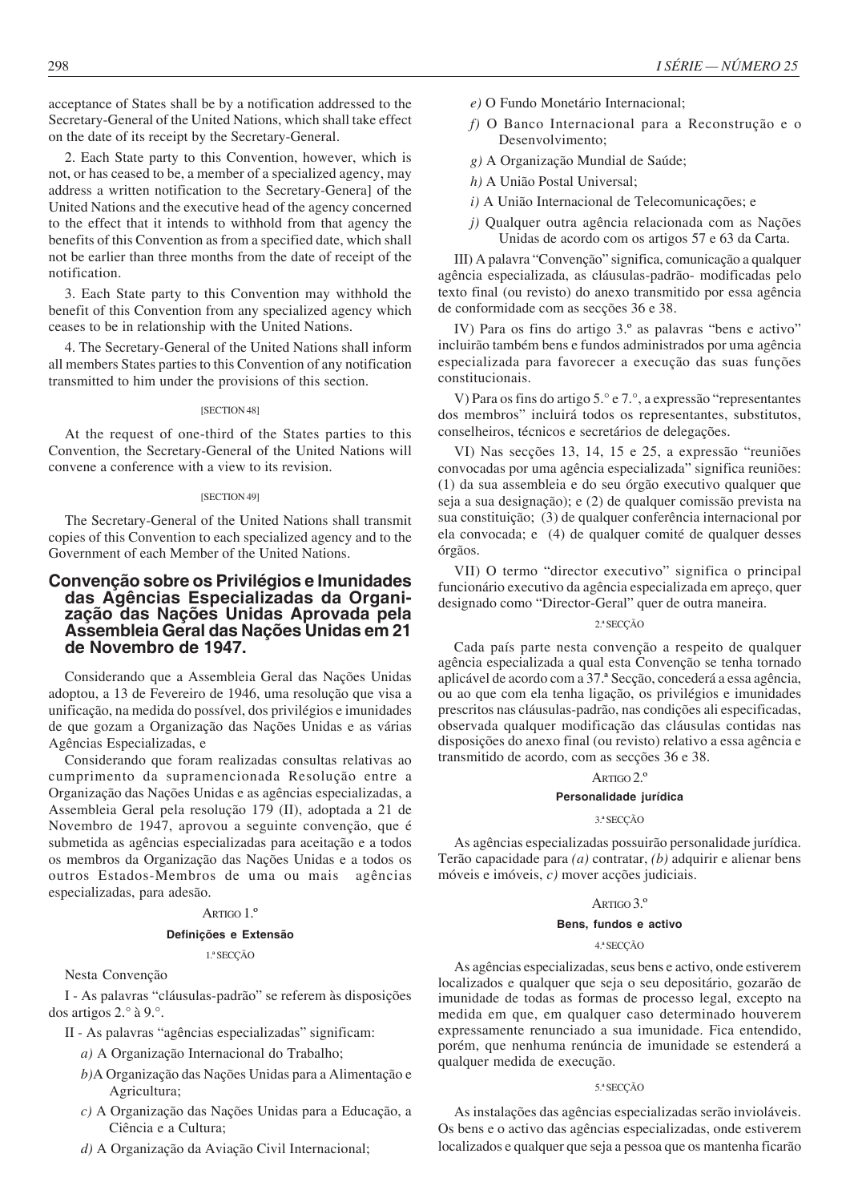acceptance of States shall be by a notification addressed to the Secretary-General of the United Nations, which shall take effect on the date of its receipt by the Secretary-General.

2. Each State party to this Convention, however, which is not, or has ceased to be, a member of a specialized agency, may address a written notification to the Secretary-Genera] of the United Nations and the executive head of the agency concerned to the effect that it intends to withhold from that agency the benefits of this Convention as from a specified date, which shall not be earlier than three months from the date of receipt of the notification.

3. Each State party to this Convention may withhold the benefit of this Convention from any specialized agency which ceases to be in relationship with the United Nations.

4. The Secretary-General of the United Nations shall inform all members States parties to this Convention of any notification transmitted to him under the provisions of this section.

[SECTION 48]

At the request of one-third of the States parties to this Convention, the Secretary-General of the United Nations will convene a conference with a view to its revision.

[SECTION 49]

The Secretary-General of the United Nations shall transmit copies of this Convention to each specialized agency and to the Government of each Member of the United Nations.

## Convenção sobre os Privilégios e Imunidades das Agências Especializadas da Organização das Nações Unidas Aprovada pela Assembleia Geral das Nações Unidas em 21 de Novembro de 1947.

Considerando que a Assembleia Geral das Nações Unidas adoptou, a 13 de Fevereiro de 1946, uma resolução que visa a unificação, na medida do possível, dos privilégios e imunidades de que gozam a Organização das Nações Unidas e as várias Agências Especializadas, e

Considerando que foram realizadas consultas relativas ao cumprimento da supramencionada Resolução entre a Organização das Nações Unidas e as agências especializadas, a Assembleia Geral pela resolução 179 (II), adoptada a 21 de Novembro de 1947, aprovou a seguinte convenção, que é submetida as agências especializadas para aceitação e a todos os membros da Organização das Nações Unidas e a todos os outros Estados-Membros de uma ou mais agências especializadas, para adesão.

ARTIGO 1.º

**Definições e Extensão**

1.ª SECÇÃO

Nesta Convenção

I - As palavras "cláusulas-padrão" se referem às disposições dos artigos 2.° à 9.°.

II - As palavras "agências especializadas" significam:

*a)* A Organização Internacional do Trabalho;

*b)*A Organização das Nações Unidas para a Alimentação e Agricultura;

*c)* A Organização das Nações Unidas para a Educação, a Ciência e a Cultura;

*d)* A Organização da Aviação Civil Internacional;

*e)* O Fundo Monetário Internacional;

*f)* O Banco Internacional para a Reconstrução e o Desenvolvimento;

*g)* A Organização Mundial de Saúde;

*h)* A União Postal Universal;

*i)* A União Internacional de Telecomunicações; e

*j)* Qualquer outra agência relacionada com as Nações Unidas de acordo com os artigos 57 e 63 da Carta.

III) A palavra "Convenção" significa, comunicação a qualquer agência especializada, as cláusulas-padrão- modificadas pelo texto final (ou revisto) do anexo transmitido por essa agência de conformidade com as secções 36 e 38.

IV) Para os fins do artigo 3.º as palavras "bens e activo" incluirão também bens e fundos administrados por uma agência especializada para favorecer a execução das suas funções constitucionais.

V) Para os fins do artigo 5.° e 7.°, a expressão "representantes dos membros" incluirá todos os representantes, substitutos, conselheiros, técnicos e secretários de delegações.

VI) Nas secções 13, 14, 15 e 25, a expressão "reuniões convocadas por uma agência especializada" significa reuniões: (1) da sua assembleia e do seu órgão executivo qualquer que seja a sua designação); e (2) de qualquer comissão prevista na sua constituição; (3) de qualquer conferência internacional por ela convocada; e (4) de qualquer comité de qualquer desses órgãos.

VII) O termo "director executivo" significa o principal funcionário executivo da agência especializada em apreço, quer designado como "Director-Geral" quer de outra maneira.

2.ª SECÇÃO

Cada país parte nesta convenção a respeito de qualquer agência especializada a qual esta Convenção se tenha tornado aplicável de acordo com a 37.ª Secção, concederá a essa agência, ou ao que com ela tenha ligação, os privilégios e imunidades prescritos nas cláusulas-padrão, nas condições ali especificadas, observada qualquer modificação das cláusulas contidas nas disposições do anexo final (ou revisto) relativo a essa agência e transmitido de acordo, com as secções 36 e 38.

ARTIGO 2.º

**Personalidade jurídica**

3.ª SECÇÃO

As agências especializadas possuirão personalidade jurídica. Terão capacidade para *(a)* contratar, *(b)* adquirir e alienar bens móveis e imóveis, *c)* mover acções judiciais.

ARTIGO 3.º

**Bens, fundos e activo**

4.ª SECÇÃO

As agências especializadas, seus bens e activo, onde estiverem localizados e qualquer que seja o seu depositário, gozarão de imunidade de todas as formas de processo legal, excepto na medida em que, em qualquer caso determinado houverem expressamente renunciado a sua imunidade. Fica entendido, porém, que nenhuma renúncia de imunidade se estenderá a qualquer medida de execução.

5.ª SECÇÃO

As instalações das agências especializadas serão invioláveis. Os bens e o activo das agências especializadas, onde estiverem localizados e qualquer que seja a pessoa que os mantenha ficarão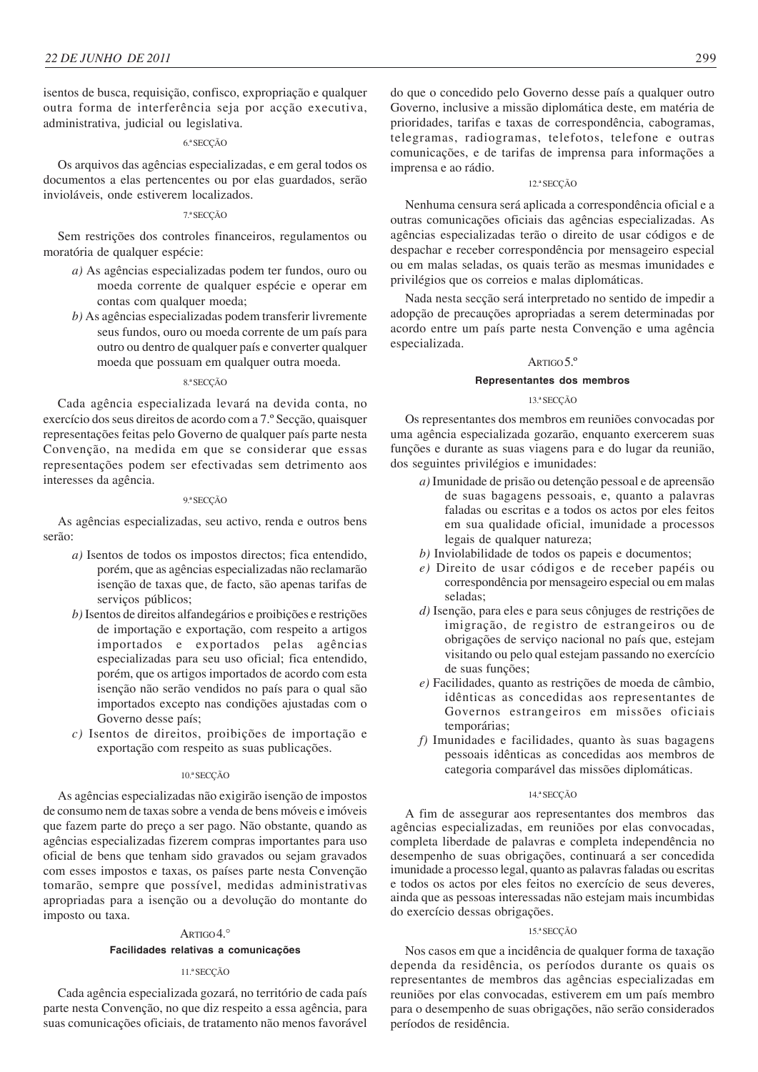isentos de busca, requisição, confisco, expropriação e qualquer outra forma de interferência seja por acção executiva, administrativa, judicial ou legislativa.

6.ª SECÇÃO

Os arquivos das agências especializadas, e em geral todos os documentos a elas pertencentes ou por elas guardados, serão invioláveis, onde estiverem localizados.

7.ª SECÇÃO

Sem restrições dos controles financeiros, regulamentos ou moratória de qualquer espécie:

*a)* As agências especializadas podem ter fundos, ouro ou moeda corrente de qualquer espécie e operar em contas com qualquer moeda;

*b)* As agências especializadas podem transferir livremente seus fundos, ouro ou moeda corrente de um país para outro ou dentro de qualquer país e converter qualquer moeda que possuam em qualquer outra moeda.

8.ª SECÇÃO

Cada agência especializada levará na devida conta, no exercício dos seus direitos de acordo com a 7.º Secção, quaisquer representações feitas pelo Governo de qualquer país parte nesta Convenção, na medida em que se considerar que essas representações podem ser efectivadas sem detrimento aos interesses da agência.

9.ª SECÇÃO

As agências especializadas, seu activo, renda e outros bens serão:

*a)* Isentos de todos os impostos directos; fica entendido, porém, que as agências especializadas não reclamarão isenção de taxas que, de facto, são apenas tarifas de serviços públicos;

*b)* Isentos de direitos alfandegários e proibições e restrições de importação e exportação, com respeito a artigos importados e exportados pelas agências especializadas para seu uso oficial; fica entendido, porém, que os artigos importados de acordo com esta isenção não serão vendidos no país para o qual são importados excepto nas condições ajustadas com o Governo desse país;

*c)* Isentos de direitos, proibições de importação e exportação com respeito as suas publicações.

10.ª SECÇÃO

As agências especializadas não exigirão isenção de impostos de consumo nem de taxas sobre a venda de bens móveis e imóveis que fazem parte do preço a ser pago. Não obstante, quando as agências especializadas fizerem compras importantes para uso oficial de bens que tenham sido gravados ou sejam gravados com esses impostos e taxas, os países parte nesta Convenção tomarão, sempre que possível, medidas administrativas apropriadas para a isenção ou a devolução do montante do imposto ou taxa.

ARTIGO 4.°

**Facilidades relativas a comunicações**

11.ª SECÇÃO

Cada agência especializada gozará, no território de cada país parte nesta Convenção, no que diz respeito a essa agência, para suas comunicações oficiais, de tratamento não menos favorável do que o concedido pelo Governo desse país a qualquer outro Governo, inclusive a missão diplomática deste, em matéria de prioridades, tarifas e taxas de correspondência, cabogramas, telegramas, radiogramas, telefotos, telefone e outras comunicações, e de tarifas de imprensa para informações a imprensa e ao rádio.

12.ª SECÇÃO

Nenhuma censura será aplicada a correspondência oficial e a outras comunicações oficiais das agências especializadas. As agências especializadas terão o direito de usar códigos e de despachar e receber correspondência por mensageiro especial ou em malas seladas, os quais terão as mesmas imunidades e privilégios que os correios e malas diplomáticas.

Nada nesta secção será interpretado no sentido de impedir a adopção de precauções apropriadas a serem determinadas por acordo entre um país parte nesta Convenção e uma agência especializada.

ARTIGO 5.º

**Representantes dos membros**

13.ª SECÇÃO

Os representantes dos membros em reuniões convocadas por uma agência especializada gozarão, enquanto exercerem suas funções e durante as suas viagens para e do lugar da reunião, dos seguintes privilégios e imunidades:

*a)* Imunidade de prisão ou detenção pessoal e de apreensão de suas bagagens pessoais, e, quanto a palavras faladas ou escritas e a todos os actos por eles feitos em sua qualidade oficial, imunidade a processos legais de qualquer natureza;

*b)* Inviolabilidade de todos os papeis e documentos;

*e)* Direito de usar códigos e de receber papéis ou correspondência por mensageiro especial ou em malas seladas;

*d)* Isenção, para eles e para seus cônjuges de restrições de imigração, de registro de estrangeiros ou de obrigações de serviço nacional no país que, estejam visitando ou pelo qual estejam passando no exercício de suas funções;

*e)* Facilidades, quanto as restrições de moeda de câmbio, idênticas as concedidas aos representantes de Governos estrangeiros em missões oficiais temporárias;

*f)* Imunidades e facilidades, quanto às suas bagagens pessoais idênticas as concedidas aos membros de categoria comparável das missões diplomáticas.

14.ª SECÇÃO

A fim de assegurar aos representantes dos membros das agências especializadas, em reuniões por elas convocadas, completa liberdade de palavras e completa independência no desempenho de suas obrigações, continuará a ser concedida imunidade a processo legal, quanto as palavras faladas ou escritas e todos os actos por eles feitos no exercício de seus deveres, ainda que as pessoas interessadas não estejam mais incumbidas do exercício dessas obrigações.

15.ª SECÇÃO

Nos casos em que a incidência de qualquer forma de taxação dependa da residência, os períodos durante os quais os representantes de membros das agências especializadas em reuniões por elas convocadas, estiverem em um país membro para o desempenho de suas obrigações, não serão considerados períodos de residência.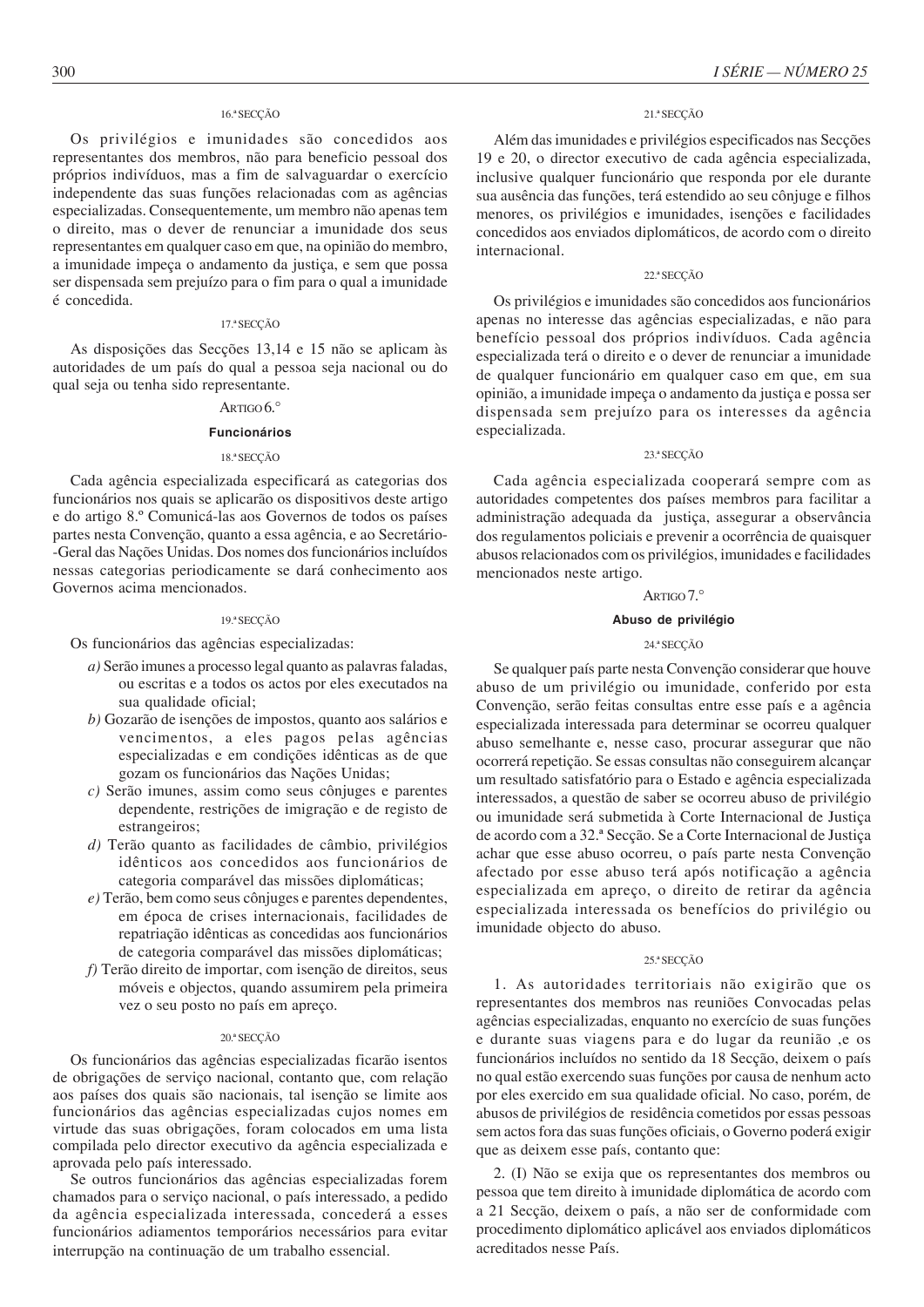16.ª SECÇÃO

Os privilégios e imunidades são concedidos aos representantes dos membros, não para beneficio pessoal dos próprios indivíduos, mas a fim de salvaguardar o exercício independente das suas funções relacionadas com as agências especializadas. Consequentemente, um membro não apenas tem o direito, mas o dever de renunciar a imunidade dos seus representantes em qualquer caso em que, na opinião do membro, a imunidade impeça o andamento da justiça, e sem que possa ser dispensada sem prejuízo para o fim para o qual a imunidade é concedida.

17.ª SECÇÃO

As disposições das Secções 13,14 e 15 não se aplicam às autoridades de um país do qual a pessoa seja nacional ou do qual seja ou tenha sido representante.

ARTIGO 6.°

**Funcionários**

18.ª SECÇÃO

Cada agência especializada especificará as categorias dos funcionários nos quais se aplicarão os dispositivos deste artigo e do artigo 8.º Comunicá-las aos Governos de todos os países partes nesta Convenção, quanto a essa agência, e ao Secretário--Geral das Nações Unidas. Dos nomes dos funcionários incluídos nessas categorias periodicamente se dará conhecimento aos Governos acima mencionados.

19.ª SECÇÃO

Os funcionários das agências especializadas:

*a)* Serão imunes a processo legal quanto as palavras faladas, ou escritas e a todos os actos por eles executados na sua qualidade oficial;

*b)* Gozarão de isenções de impostos, quanto aos salários e vencimentos, a eles pagos pelas agências especializadas e em condições idênticas as de que gozam os funcionários das Nações Unidas;

*c)* Serão imunes, assim como seus cônjuges e parentes dependente, restrições de imigração e de registo de estrangeiros;

*d)* Terão quanto as facilidades de câmbio, privilégios idênticos aos concedidos aos funcionários de categoria comparável das missões diplomáticas;

*e)* Terão, bem como seus cônjuges e parentes dependentes, em época de crises internacionais, facilidades de repatriação idênticas as concedidas aos funcionários de categoria comparável das missões diplomáticas;

*f)* Terão direito de importar, com isenção de direitos, seus móveis e objectos, quando assumirem pela primeira vez o seu posto no país em apreço.

20.ª SECÇÃO

Os funcionários das agências especializadas ficarão isentos de obrigações de serviço nacional, contanto que, com relação aos países dos quais são nacionais, tal isenção se limite aos funcionários das agências especializadas cujos nomes em virtude das suas obrigações, foram colocados em uma lista compilada pelo director executivo da agência especializada e aprovada pelo país interessado.

Se outros funcionários das agências especializadas forem chamados para o serviço nacional, o país interessado, a pedido da agência especializada interessada, concederá a esses funcionários adiamentos temporários necessários para evitar interrupção na continuação de um trabalho essencial.

21.ª SECÇÃO

Além das imunidades e privilégios especificados nas Secções 19 e 20, o director executivo de cada agência especializada, inclusive qualquer funcionário que responda por ele durante sua ausência das funções, terá estendido ao seu cônjuge e filhos menores, os privilégios e imunidades, isenções e facilidades concedidos aos enviados diplomáticos, de acordo com o direito internacional.

22.ª SECÇÃO

Os privilégios e imunidades são concedidos aos funcionários apenas no interesse das agências especializadas, e não para benefício pessoal dos próprios indivíduos. Cada agência especializada terá o direito e o dever de renunciar a imunidade de qualquer funcionário em qualquer caso em que, em sua opinião, a imunidade impeça o andamento da justiça e possa ser dispensada sem prejuízo para os interesses da agência especializada.

23.ª SECÇÃO

Cada agência especializada cooperará sempre com as autoridades competentes dos países membros para facilitar a administração adequada da justiça, assegurar a observância dos regulamentos policiais e prevenir a ocorrência de quaisquer abusos relacionados com os privilégios, imunidades e facilidades mencionados neste artigo.

ARTIGO 7.°

**Abuso de privilégio**

24.ª SECÇÃO

Se qualquer país parte nesta Convenção considerar que houve abuso de um privilégio ou imunidade, conferido por esta Convenção, serão feitas consultas entre esse país e a agência especializada interessada para determinar se ocorreu qualquer abuso semelhante e, nesse caso, procurar assegurar que não ocorrerá repetição. Se essas consultas não conseguirem alcançar um resultado satisfatório para o Estado e agência especializada interessados, a questão de saber se ocorreu abuso de privilégio ou imunidade será submetida à Corte Internacional de Justiça de acordo com a 32.ª Secção. Se a Corte Internacional de Justiça achar que esse abuso ocorreu, o país parte nesta Convenção afectado por esse abuso terá após notificação a agência especializada em apreço, o direito de retirar da agência especializada interessada os benefícios do privilégio ou imunidade objecto do abuso.

25.ª SECÇÃO

1. As autoridades territoriais não exigirão que os representantes dos membros nas reuniões Convocadas pelas agências especializadas, enquanto no exercício de suas funções e durante suas viagens para e do lugar da reunião ,e os funcionários incluídos no sentido da 18 Secção, deixem o país no qual estão exercendo suas funções por causa de nenhum acto por eles exercido em sua qualidade oficial. No caso, porém, de abusos de privilégios de residência cometidos por essas pessoas sem actos fora das suas funções oficiais, o Governo poderá exigir que as deixem esse país, contanto que:

2. (I) Não se exija que os representantes dos membros ou pessoa que tem direito à imunidade diplomática de acordo com a 21 Secção, deixem o país, a não ser de conformidade com procedimento diplomático aplicável aos enviados diplomáticos acreditados nesse País.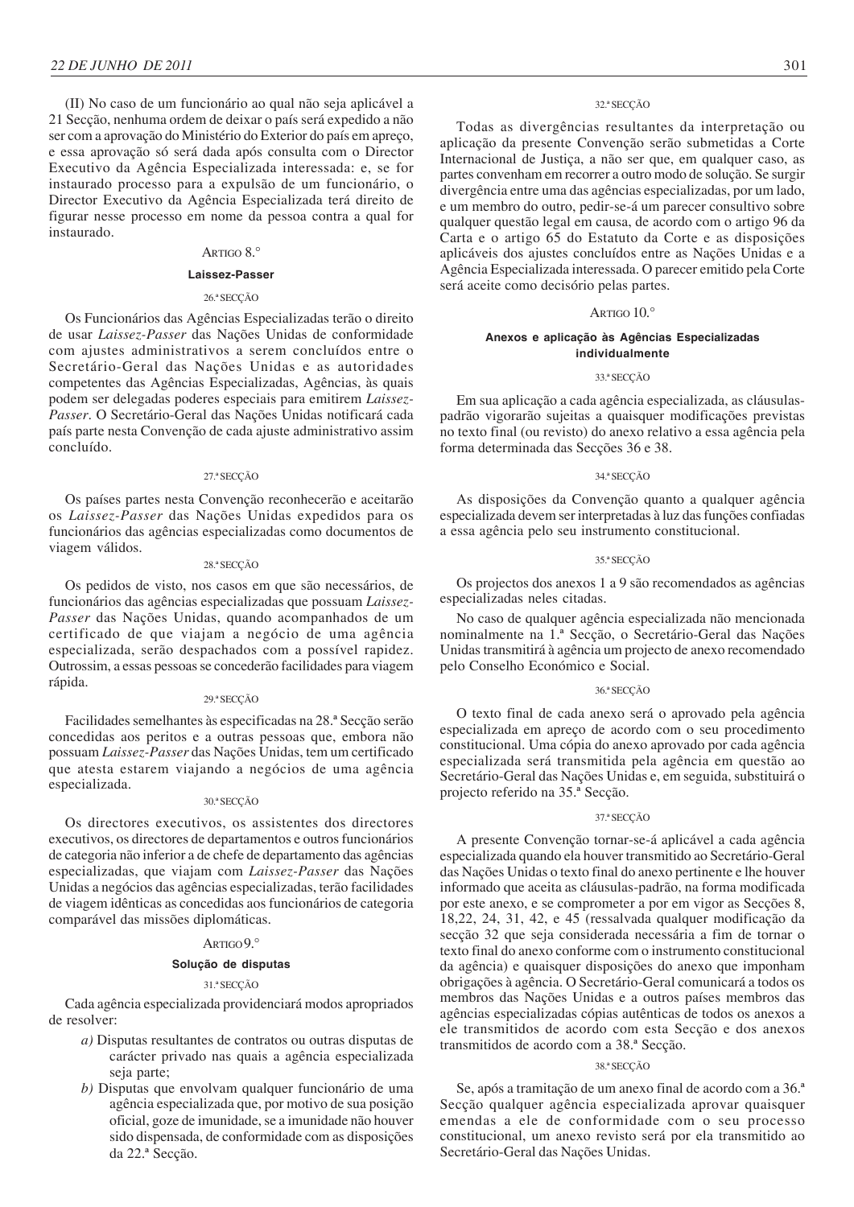(II) No caso de um funcionário ao qual não seja aplicável a 21 Secção, nenhuma ordem de deixar o país será expedido a não ser com a aprovação do Ministério do Exterior do país em apreço, e essa aprovação só será dada após consulta com o Director Executivo da Agência Especializada interessada: e, se for instaurado processo para a expulsão de um funcionário, o Director Executivo da Agência Especializada terá direito de figurar nesse processo em nome da pessoa contra a qual for instaurado.

ARTIGO 8.°

**Laissez-Passer**

26.ª SECÇÃO

Os Funcionários das Agências Especializadas terão o direito de usar *Laissez-Passer* das Nações Unidas de conformidade com ajustes administrativos a serem concluídos entre o Secretário-Geral das Nações Unidas e as autoridades competentes das Agências Especializadas, Agências, às quais podem ser delegadas poderes especiais para emitirem *Laissez-Passer*. O Secretário-Geral das Nações Unidas notificará cada país parte nesta Convenção de cada ajuste administrativo assim concluído.

27.ª SECÇÃO

Os países partes nesta Convenção reconhecerão e aceitarão os *Laissez-Passer* das Nações Unidas expedidos para os funcionários das agências especializadas como documentos de viagem válidos.

28.ª SECÇÃO

Os pedidos de visto, nos casos em que são necessários, de funcionários das agências especializadas que possuam *Laissez-Passer* das Nações Unidas, quando acompanhados de um certificado de que viajam a negócio de uma agência especializada, serão despachados com a possível rapidez. Outrossim, a essas pessoas se concederão facilidades para viagem rápida.

29.ª SECÇÃO

Facilidades semelhantes às especificadas na 28.ª Secção serão concedidas aos peritos e a outras pessoas que, embora não possuam *Laissez-Passer* das Nações Unidas, tem um certificado que atesta estarem viajando a negócios de uma agência especializada.

30.ª SECÇÃO

Os directores executivos, os assistentes dos directores executivos, os directores de departamentos e outros funcionários de categoria não inferior a de chefe de departamento das agências especializadas, que viajam com *Laissez-Passer* das Nações Unidas a negócios das agências especializadas, terão facilidades de viagem idênticas as concedidas aos funcionários de categoria comparável das missões diplomáticas.

ARTIGO 9.°

**Solução de disputas**

31.ª SECÇÃO

Cada agência especializada providenciará modos apropriados de resolver:

*a)* Disputas resultantes de contratos ou outras disputas de carácter privado nas quais a agência especializada seja parte;

*b)* Disputas que envolvam qualquer funcionário de uma agência especializada que, por motivo de sua posição oficial, goze de imunidade, se a imunidade não houver sido dispensada, de conformidade com as disposições da 22.ª Secção.

32.ª SECÇÃO

Todas as divergências resultantes da interpretação ou aplicação da presente Convenção serão submetidas a Corte Internacional de Justiça, a não ser que, em qualquer caso, as partes convenham em recorrer a outro modo de solução. Se surgir divergência entre uma das agências especializadas, por um lado, e um membro do outro, pedir-se-á um parecer consultivo sobre qualquer questão legal em causa, de acordo com o artigo 96 da Carta e o artigo 65 do Estatuto da Corte e as disposições aplicáveis dos ajustes concluídos entre as Nações Unidas e a Agência Especializada interessada. O parecer emitido pela Corte será aceite como decisório pelas partes.

ARTIGO 10.°

**Anexos e aplicação às Agências Especializadas individualmente**

33.ª SECÇÃO

Em sua aplicação a cada agência especializada, as cláusulas-padrão vigorarão sujeitas a quaisquer modificações previstas no texto final (ou revisto) do anexo relativo a essa agência pela forma determinada das Secções 36 e 38.

34.ª SECÇÃO

As disposições da Convenção quanto a qualquer agência especializada devem ser interpretadas à luz das funções confiadas a essa agência pelo seu instrumento constitucional.

35.ª SECÇÃO

Os projectos dos anexos 1 a 9 são recomendados as agências especializadas neles citadas.

No caso de qualquer agência especializada não mencionada nominalmente na 1.ª Secção, o Secretário-Geral das Nações Unidas transmitirá à agência um projecto de anexo recomendado pelo Conselho Económico e Social.

36.ª SECÇÃO

O texto final de cada anexo será o aprovado pela agência especializada em apreço de acordo com o seu procedimento constitucional. Uma cópia do anexo aprovado por cada agência especializada será transmitida pela agência em questão ao Secretário-Geral das Nações Unidas e, em seguida, substituirá o projecto referido na 35.ª Secção.

37.ª SECÇÃO

A presente Convenção tornar-se-á aplicável a cada agência especializada quando ela houver transmitido ao Secretário-Geral das Nações Unidas o texto final do anexo pertinente e lhe houver informado que aceita as cláusulas-padrão, na forma modificada por este anexo, e se comprometer a por em vigor as Secções 8, 18,22, 24, 31, 42, e 45 (ressalvada qualquer modificação da secção 32 que seja considerada necessária a fim de tornar o texto final do anexo conforme com o instrumento constitucional da agência) e quaisquer disposições do anexo que imponham obrigações à agência. O Secretário-Geral comunicará a todos os membros das Nações Unidas e a outros países membros das agências especializadas cópias autênticas de todos os anexos a ele transmitidos de acordo com esta Secção e dos anexos transmitidos de acordo com a 38.ª Secção.

38.ª SECÇÃO

Se, após a tramitação de um anexo final de acordo com a 36.ª Secção qualquer agência especializada aprovar quaisquer emendas a ele de conformidade com o seu processo constitucional, um anexo revisto será por ela transmitido ao Secretário-Geral das Nações Unidas.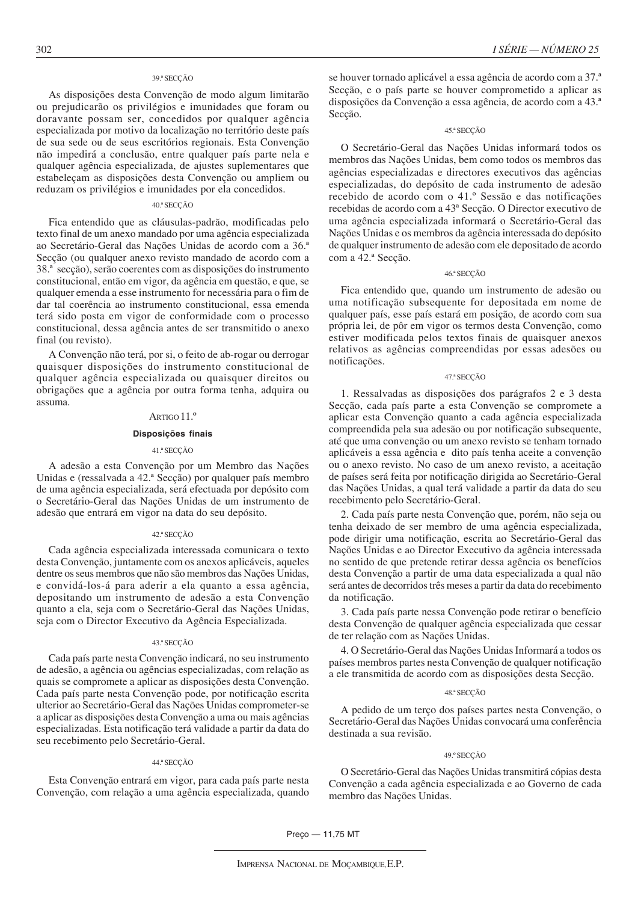39.ª SECÇÃO

As disposições desta Convenção de modo algum limitarão ou prejudicarão os privilégios e imunidades que foram ou doravante possam ser, concedidos por qualquer agência especializada por motivo da localização no território deste país de sua sede ou de seus escritórios regionais. Esta Convenção não impedirá a conclusão, entre qualquer país parte nela e qualquer agência especializada, de ajustes suplementares que estabeleçam as disposições desta Convenção ou ampliem ou reduzam os privilégios e imunidades por ela concedidos.

40.ª SECÇÃO

Fica entendido que as cláusulas-padrão, modificadas pelo texto final de um anexo mandado por uma agência especializada ao Secretário-Geral das Nações Unidas de acordo com a 36.ª Secção (ou qualquer anexo revisto mandado de acordo com a 38.ª secção), serão coerentes com as disposições do instrumento constitucional, então em vigor, da agência em questão, e que, se qualquer emenda a esse instrumento for necessária para o fim de dar tal coerência ao instrumento constitucional, essa emenda terá sido posta em vigor de conformidade com o processo constitucional, dessa agência antes de ser transmitido o anexo final (ou revisto).

A Convenção não terá, por si, o feito de ab-rogar ou derrogar quaisquer disposições do instrumento constitucional de qualquer agência especializada ou quaisquer direitos ou obrigações que a agência por outra forma tenha, adquira ou assuma.

ARTIGO 11.º

**Disposições finais**

41.ª SECÇÃO

A adesão a esta Convenção por um Membro das Nações Unidas e (ressalvada a 42.ª Secção) por qualquer país membro de uma agência especializada, será efectuada por depósito com o Secretário-Geral das Nações Unidas de um instrumento de adesão que entrará em vigor na data do seu depósito.

42.ª SECÇÃO

Cada agência especializada interessada comunicara o texto desta Convenção, juntamente com os anexos aplicáveis, aqueles dentre os seus membros que não são membros das Nações Unidas, e convidá-los-á para aderir a ela quanto a essa agência, depositando um instrumento de adesão a esta Convenção quanto a ela, seja com o Secretário-Geral das Nações Unidas, seja com o Director Executivo da Agência Especializada.

43.ª SECÇÃO

Cada país parte nesta Convenção indicará, no seu instrumento de adesão, a agência ou agências especializadas, com relação as quais se compromete a aplicar as disposições desta Convenção. Cada país parte nesta Convenção pode, por notificação escrita ulterior ao Secretário-Geral das Nações Unidas comprometer-se a aplicar as disposições desta Convenção a uma ou mais agências especializadas. Esta notificação terá validade a partir da data do seu recebimento pelo Secretário-Geral.

44.ª SECÇÃO

Esta Convenção entrará em vigor, para cada país parte nesta Convenção, com relação a uma agência especializada, quando se houver tornado aplicável a essa agência de acordo com a 37.ª Secção, e o país parte se houver comprometido a aplicar as disposições da Convenção a essa agência, de acordo com a 43.ª Secção.

45.ª SECÇÃO

O Secretário-Geral das Nações Unidas informará todos os membros das Nações Unidas, bem como todos os membros das agências especializadas e directores executivos das agências especializadas, do depósito de cada instrumento de adesão recebido de acordo com o 41.º Sessão e das notificações recebidas de acordo com a 43ª Secção. O Director executivo de uma agência especializada informará o Secretário-Geral das Nações Unidas e os membros da agência interessada do depósito de qualquer instrumento de adesão com ele depositado de acordo com a 42.ª Secção.

46.ª SECÇÃO

Fica entendido que, quando um instrumento de adesão ou uma notificação subsequente for depositada em nome de qualquer país, esse país estará em posição, de acordo com sua própria lei, de pôr em vigor os termos desta Convenção, como estiver modificada pelos textos finais de quaisquer anexos relativos as agências compreendidas por essas adesões ou notificações.

47.ª SECÇÃO

1. Ressalvadas as disposições dos parágrafos 2 e 3 desta Secção, cada país parte a esta Convenção se compromete a aplicar esta Convenção quanto a cada agência especializada compreendida pela sua adesão ou por notificação subsequente, até que uma convenção ou um anexo revisto se tenham tornado aplicáveis a essa agência e dito país tenha aceite a convenção ou o anexo revisto. No caso de um anexo revisto, a aceitação de países será feita por notificação dirigida ao Secretário-Geral das Nações Unidas, a qual terá validade a partir da data do seu recebimento pelo Secretário-Geral.

2. Cada país parte nesta Convenção que, porém, não seja ou tenha deixado de ser membro de uma agência especializada, pode dirigir uma notificação, escrita ao Secretário-Geral das Nações Unidas e ao Director Executivo da agência interessada no sentido de que pretende retirar dessa agência os benefícios desta Convenção a partir de uma data especializada a qual não será antes de decorridos três meses a partir da data do recebimento da notificação.

3. Cada país parte nessa Convenção pode retirar o benefício desta Convenção de qualquer agência especializada que cessar de ter relação com as Nações Unidas.

4. O Secretário-Geral das Nações Unidas Informará a todos os países membros partes nesta Convenção de qualquer notificação a ele transmitida de acordo com as disposições desta Secção.

48.ª SECÇÃO

A pedido de um terço dos países partes nesta Convenção, o Secretário-Geral das Nações Unidas convocará uma conferência destinada a sua revisão.

49.º SECÇÃO

O Secretário-Geral das Nações Unidas transmitirá cópias desta Convenção a cada agência especializada e ao Governo de cada membro das Nações Unidas.

Preço — 11,75 MT

IMPRENSA NACIONAL DE MOÇAMBIQUE, E.P.